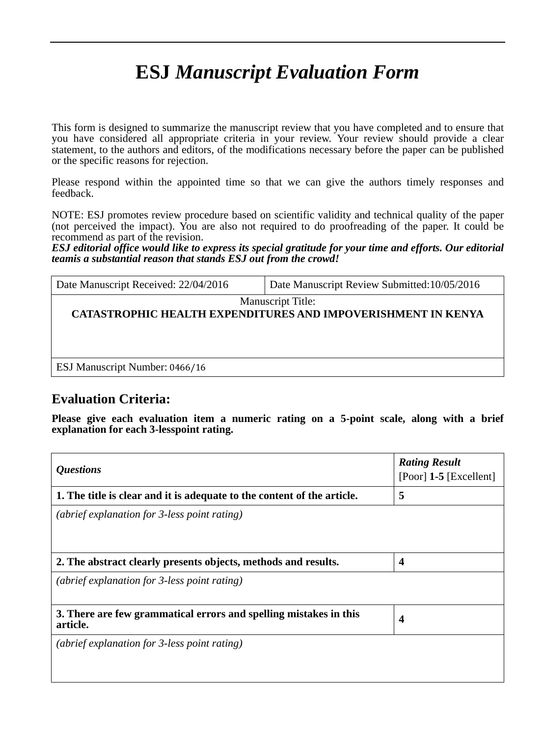# ESJ *Manuscript Evaluation Form*

This form is designed to summarize the manuscript review that you have completed and to ensure that you have considered all appropriate criteria in your review. Your review should provide a clear statement, to the authors and editors, of the modifications necessary before the paper can be published or the specific reasons for rejection.

Please respond within the appointed time so that we can give the authors timely responses and feedback.

NOTE: ESJ promotes review procedure based on scientific validity and technical quality of the paper (not perceived the impact). You are also not required to do proofreading of the paper. It could be recommend as part of the revision.
***ESJ editorial office would like to express its special gratitude for your time and efforts. Our editorial teamis a substantial reason that stands ESJ out from the crowd!***

| Date Manuscript Received: 22/04/2016 | Date Manuscript Review Submitted:10/05/2016 |
|---|---|
| Manuscript Title: **CATASTROPHIC HEALTH EXPENDITURES AND IMPOVERISHMENT IN KENYA** | |
| ESJ Manuscript Number: 0466/16 | |

## Evaluation Criteria:

**Please give each evaluation item a numeric rating on a 5-point scale, along with a brief explanation for each 3-lesspoint rating.**

| *Questions* | ***Rating Result*** [Poor] **1-5** [Excellent] |
|---|---|
| **1. The title is clear and it is adequate to the content of the article.** | **5** |
| *(abrief explanation for 3-less point rating)* | |
| **2. The abstract clearly presents objects, methods and results.** | **4** |
| *(abrief explanation for 3-less point rating)* | |
| **3. There are few grammatical errors and spelling mistakes in this article.** | **4** |
| *(abrief explanation for 3-less point rating)* | |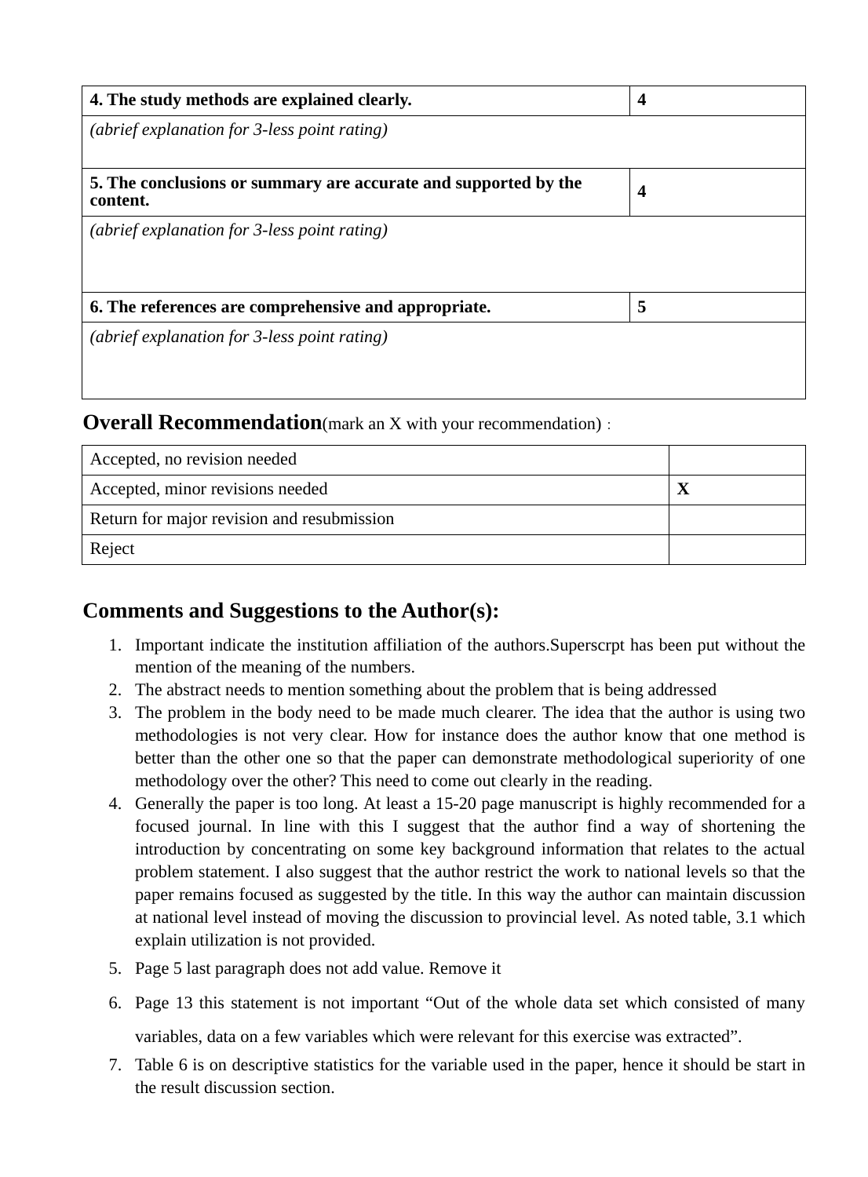| **4. The study methods are explained clearly.** | **4** |
|---|---|
| *(abrief explanation for 3-less point rating)* | |
| **5. The conclusions or summary are accurate and supported by the content.** | **4** |
| *(abrief explanation for 3-less point rating)* | |
| **6. The references are comprehensive and appropriate.** | **5** |
| *(abrief explanation for 3-less point rating)* | |

**Overall Recommendation**(mark an X with your recommendation) :

| | |
|---|---|
| Accepted, no revision needed | |
| Accepted, minor revisions needed | **X** |
| Return for major revision and resubmission | |
| Reject | |

## Comments and Suggestions to the Author(s):

1. Important indicate the institution affiliation of the authors.Superscrpt has been put without the mention of the meaning of the numbers.
2. The abstract needs to mention something about the problem that is being addressed
3. The problem in the body need to be made much clearer. The idea that the author is using two methodologies is not very clear. How for instance does the author know that one method is better than the other one so that the paper can demonstrate methodological superiority of one methodology over the other? This need to come out clearly in the reading.
4. Generally the paper is too long. At least a 15-20 page manuscript is highly recommended for a focused journal. In line with this I suggest that the author find a way of shortening the introduction by concentrating on some key background information that relates to the actual problem statement. I also suggest that the author restrict the work to national levels so that the paper remains focused as suggested by the title. In this way the author can maintain discussion at national level instead of moving the discussion to provincial level. As noted table, 3.1 which explain utilization is not provided.
5. Page 5 last paragraph does not add value. Remove it
6. Page 13 this statement is not important "Out of the whole data set which consisted of many variables, data on a few variables which were relevant for this exercise was extracted".
7. Table 6 is on descriptive statistics for the variable used in the paper, hence it should be start in the result discussion section.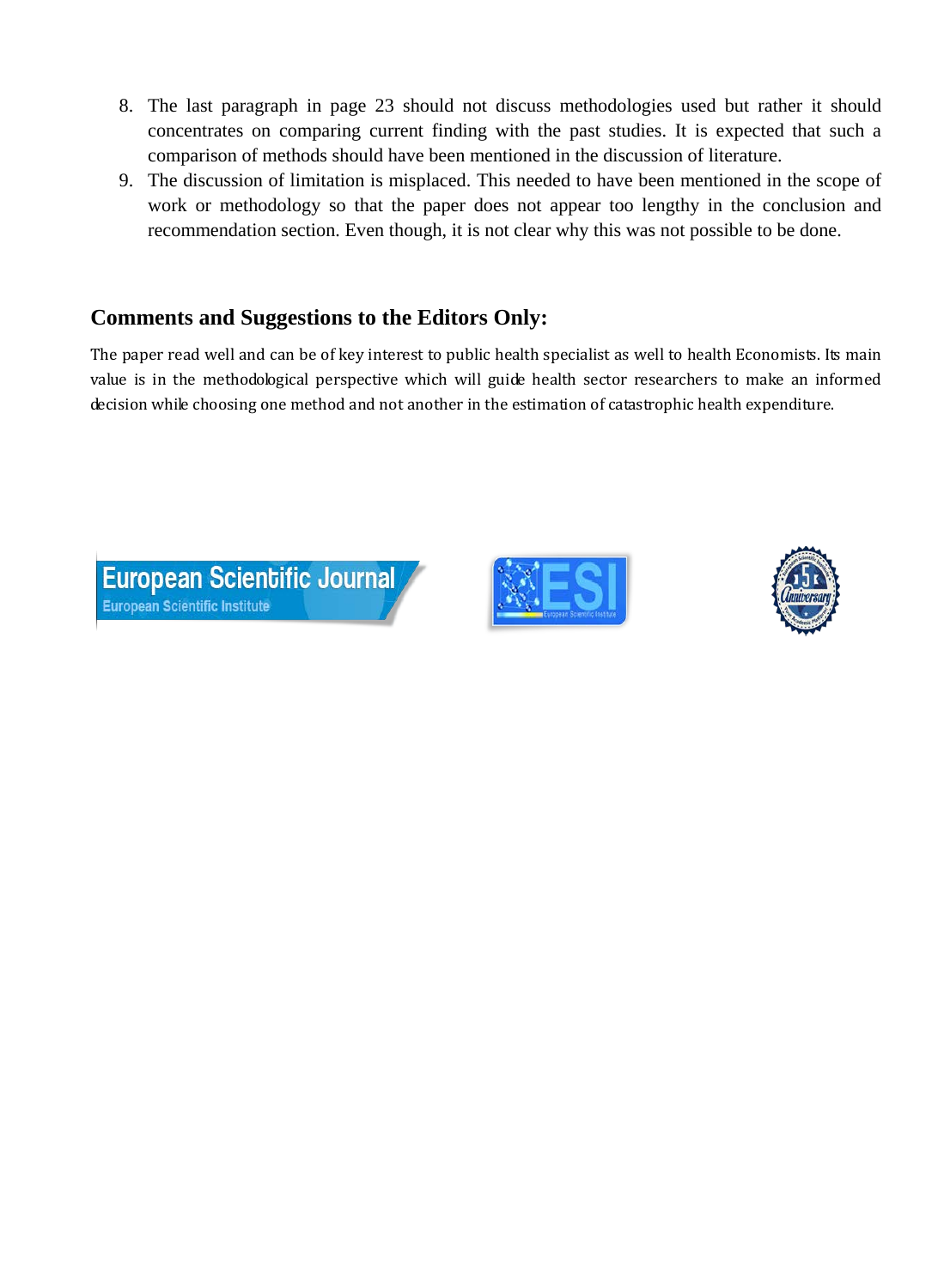8. The last paragraph in page 23 should not discuss methodologies used but rather it should concentrates on comparing current finding with the past studies. It is expected that such a comparison of methods should have been mentioned in the discussion of literature.
9. The discussion of limitation is misplaced. This needed to have been mentioned in the scope of work or methodology so that the paper does not appear too lengthy in the conclusion and recommendation section. Even though, it is not clear why this was not possible to be done.

## Comments and Suggestions to the Editors Only:

The paper read well and can be of key interest to public health specialist as well to health Economists. Its main value is in the methodological perspective which will guide health sector researchers to make an informed decision while choosing one method and not another in the estimation of catastrophic health expenditure.